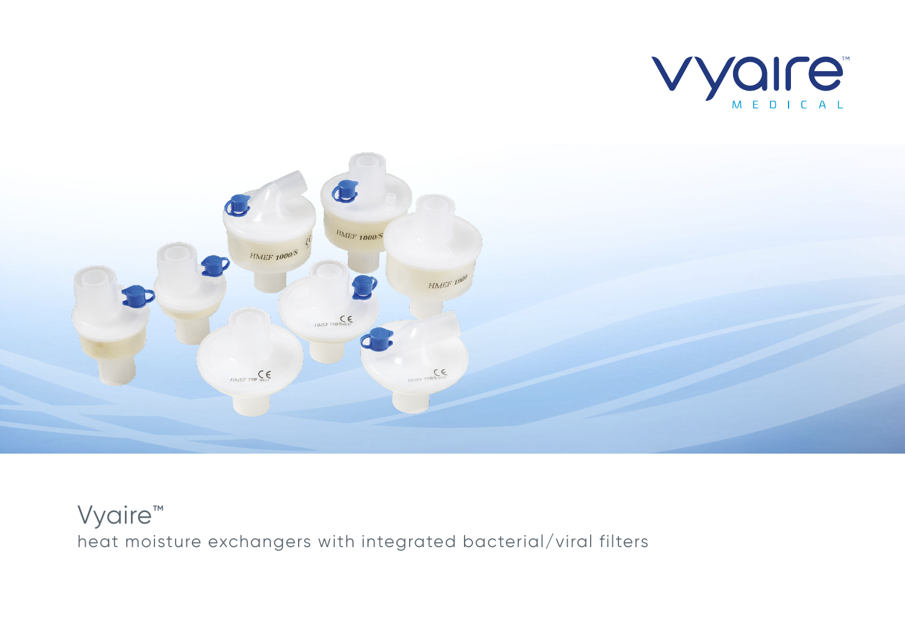# Vyaire™

heat moisture exchangers with integrated bacterial/viral filters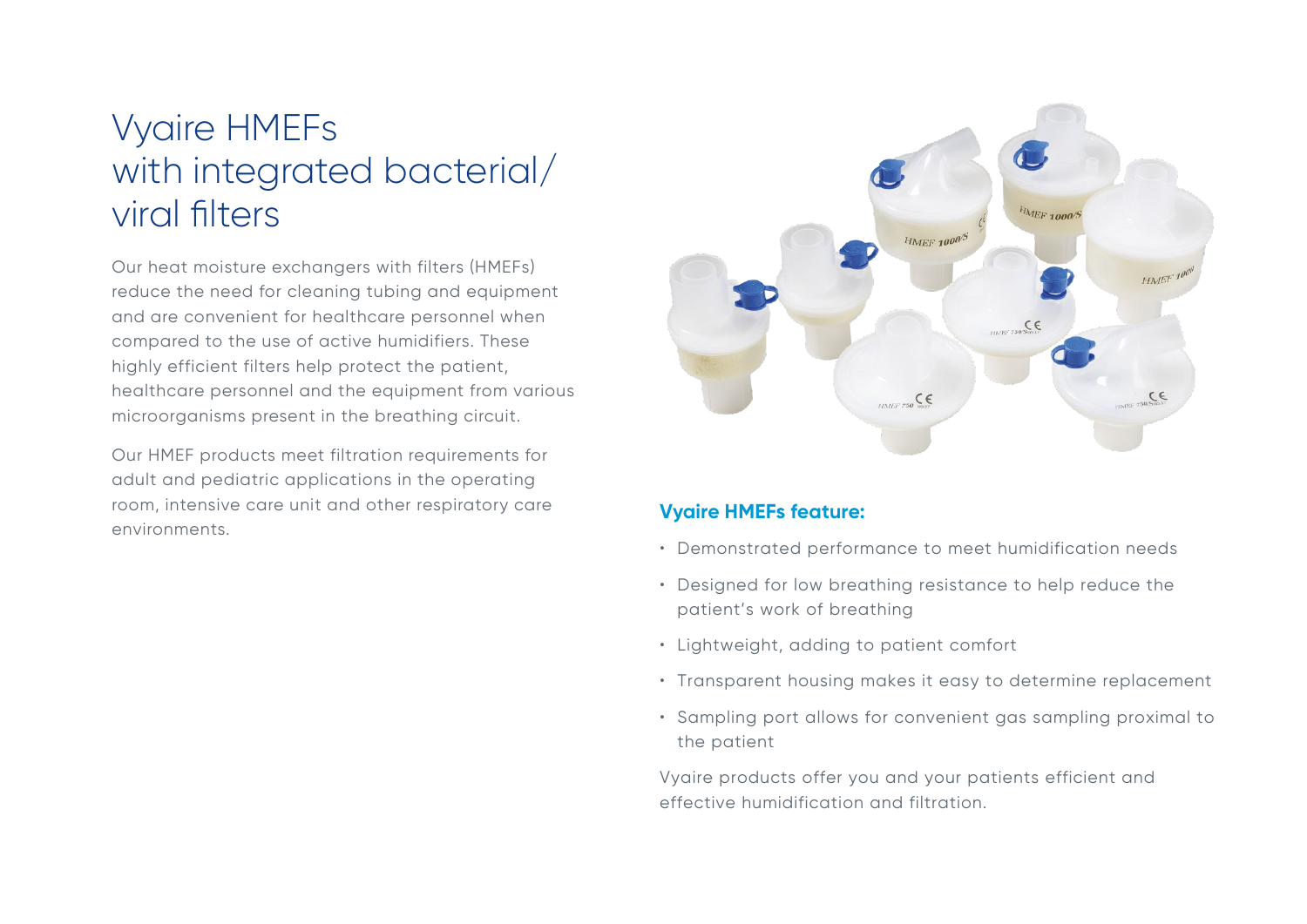# Vyaire HMEFs with integrated bacterial/ viral filters

Our heat moisture exchangers with filters (HMEFs) reduce the need for cleaning tubing and equipment and are convenient for healthcare personnel when compared to the use of active humidifiers. These highly efficient filters help protect the patient, healthcare personnel and the equipment from various microorganisms present in the breathing circuit.

Our HMEF products meet filtration requirements for adult and pediatric applications in the operating room, intensive care unit and other respiratory care environments.

### Vyaire HMEFs feature:

- Demonstrated performance to meet humidification needs
- Designed for low breathing resistance to help reduce the patient's work of breathing
- Lightweight, adding to patient comfort
- Transparent housing makes it easy to determine replacement
- Sampling port allows for convenient gas sampling proximal to the patient

Vyaire products offer you and your patients efficient and effective humidification and filtration.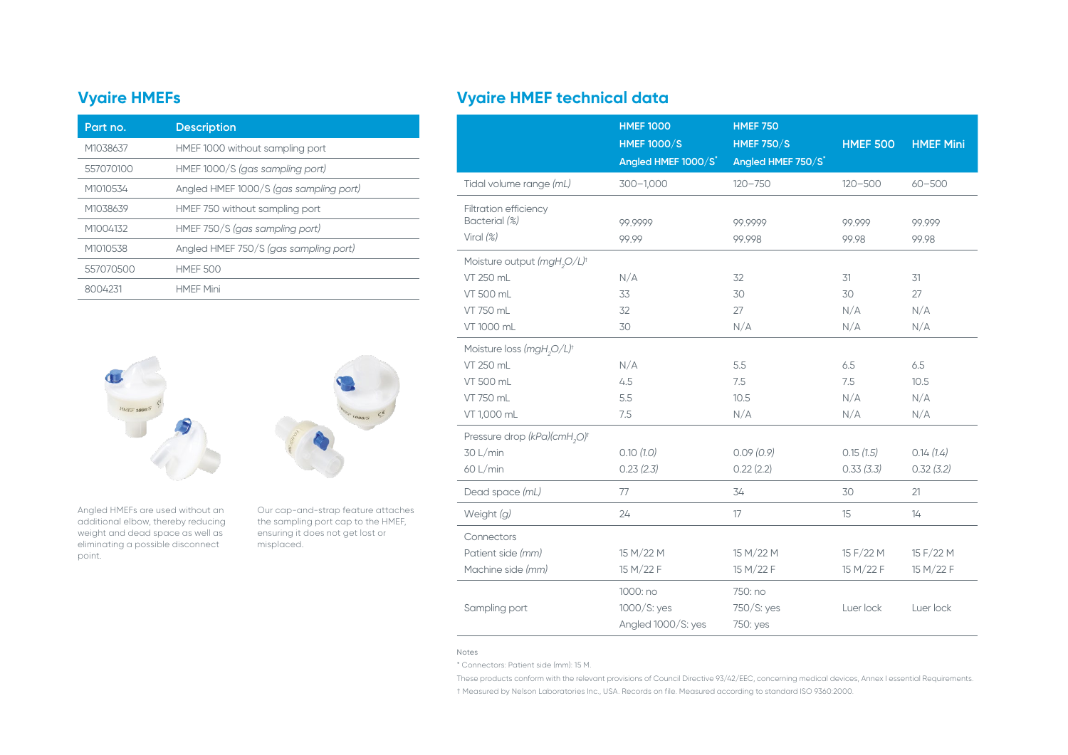## Vyaire HMEFs

| Part no. | Description |
|---|---|
| M1038637 | HMEF 1000 without sampling port |
| 557070100 | HMEF 1000/S *(gas sampling port)* |
| M1010534 | Angled HMEF 1000/S *(gas sampling port)* |
| M1038639 | HMEF 750 without sampling port |
| M1004132 | HMEF 750/S *(gas sampling port)* |
| M1010538 | Angled HMEF 750/S *(gas sampling port)* |
| 557070500 | HMEF 500 |
| 8004231 | HMEF Mini |

Angled HMEFs are used without an additional elbow, thereby reducing weight and dead space as well as eliminating a possible disconnect point.

Our cap-and-strap feature attaches the sampling port cap to the HMEF, ensuring it does not get lost or misplaced.

## Vyaire HMEF technical data

| | HMEF 1000 HMEF 1000/S Angled HMEF 1000/S* | HMEF 750 HMEF 750/S Angled HMEF 750/S* | HMEF 500 | HMEF Mini |
|---|---|---|---|---|
| Tidal volume range *(mL)* | 300–1,000 | 120–750 | 120–500 | 60–500 |
| Filtration efficiency | | | | |
| Bacterial *(%)* | 99.9999 | 99.9999 | 99.999 | 99.999 |
| Viral *(%)* | 99.99 | 99.998 | 99.98 | 99.98 |
| Moisture output *(mg$H_2O$/L)*† | | | | |
| VT 250 mL | N/A | 32 | 31 | 31 |
| VT 500 mL | 33 | 30 | 30 | 27 |
| VT 750 mL | 32 | 27 | N/A | N/A |
| VT 1000 mL | 30 | N/A | N/A | N/A |
| Moisture loss *(mg$H_2O$/L)*† | | | | |
| VT 250 mL | N/A | 5.5 | 6.5 | 6.5 |
| VT 500 mL | 4.5 | 7.5 | 7.5 | 10.5 |
| VT 750 mL | 5.5 | 10.5 | N/A | N/A |
| VT 1,000 mL | 7.5 | N/A | N/A | N/A |
| Pressure drop *(kPa)(cm$H_2O$)*† | | | | |
| 30 L/min | 0.10 *(1.0)* | 0.09 *(0.9)* | 0.15 *(1.5)* | 0.14 *(1.4)* |
| 60 L/min | 0.23 *(2.3)* | 0.22 (2.2) | 0.33 *(3.3)* | 0.32 *(3.2)* |
| Dead space *(mL)* | 77 | 34 | 30 | 21 |
| Weight *(g)* | 24 | 17 | 15 | 14 |
| Connectors | | | | |
| Patient side *(mm)* | 15 M/22 M | 15 M/22 M | 15 F/22 M | 15 F/22 M |
| Machine side *(mm)* | 15 M/22 F | 15 M/22 F | 15 M/22 F | 15 M/22 F |
| Sampling port | 1000: no 1000/S: yes Angled 1000/S: yes | 750: no 750/S: yes 750: yes | Luer lock | Luer lock |

Notes

* Connectors: Patient side (mm): 15 M.

These products conform with the relevant provisions of Council Directive 93/42/EEC, concerning medical devices, Annex I essential Requirements.

† Measured by Nelson Laboratories Inc., USA. Records on file. Measured according to standard ISO 9360:2000.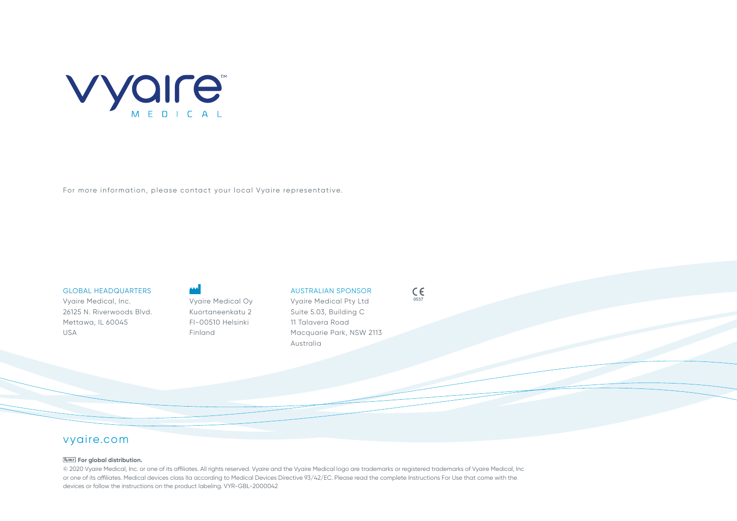vyaire™
MEDICAL

For more information, please contact your local Vyaire representative.

GLOBAL HEADQUARTERS
Vyaire Medical, Inc.
26125 N. Riverwoods Blvd.
Mettawa, IL 60045
USA

Vyaire Medical Oy
Kuortaneenkatu 2
FI-00510 Helsinki
Finland

AUSTRALIAN SPONSOR
Vyaire Medical Pty Ltd
Suite 5.03, Building C
11 Talavera Road
Macquarie Park, NSW 2113
Australia

CE 0537

vyaire.com

Rx ONLY **For global distribution.**

© 2020 Vyaire Medical, Inc. or one of its affiliates. All rights reserved. Vyaire and the Vyaire Medical logo are trademarks or registered trademarks of Vyaire Medical, Inc or one of its affiliates. Medical devices class IIa according to Medical Devices Directive 93/42/EC. Please read the complete Instructions For Use that come with the devices or follow the instructions on the product labeling. VYR-GBL-2000042